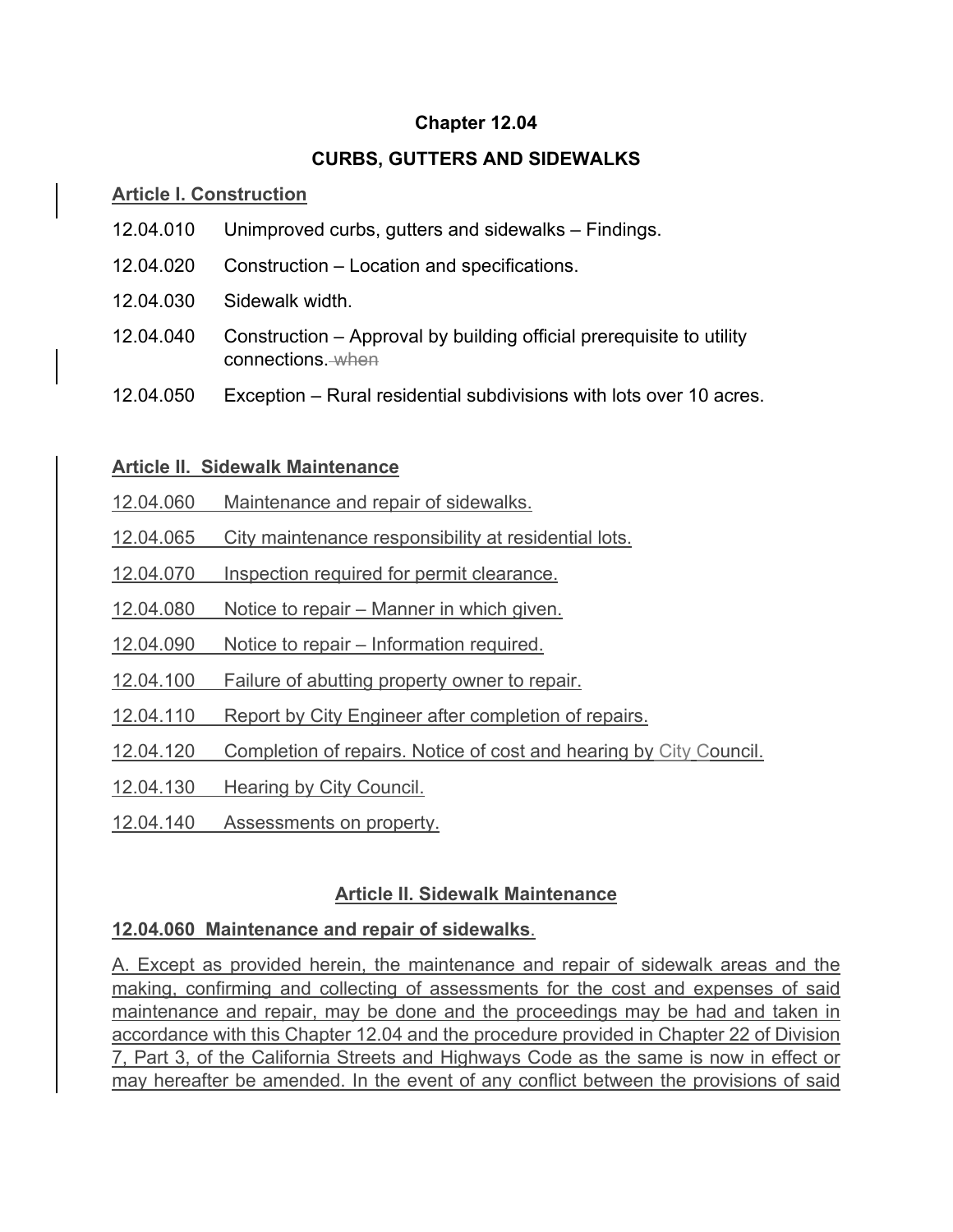**Chapter 12.04**

**CURBS, GUTTERS AND SIDEWALKS**

**Article I. Construction**

12.04.010 Unimproved curbs, gutters and sidewalks – Findings.

12.04.020 Construction – Location and specifications.

12.04.030 Sidewalk width.

12.04.040 Construction – Approval by building official prerequisite to utility connections. ~~when~~

12.04.050 Exception – Rural residential subdivisions with lots over 10 acres.

**Article II. Sidewalk Maintenance**

12.04.060 Maintenance and repair of sidewalks.

12.04.065 City maintenance responsibility at residential lots.

12.04.070 Inspection required for permit clearance.

12.04.080 Notice to repair – Manner in which given.

12.04.090 Notice to repair – Information required.

12.04.100 Failure of abutting property owner to repair.

12.04.110 Report by City Engineer after completion of repairs.

12.04.120 Completion of repairs. Notice of cost and hearing by City Council.

12.04.130 Hearing by City Council.

12.04.140 Assessments on property.

**Article II. Sidewalk Maintenance**

**12.04.060 Maintenance and repair of sidewalks**.

A. Except as provided herein, the maintenance and repair of sidewalk areas and the making, confirming and collecting of assessments for the cost and expenses of said maintenance and repair, may be done and the proceedings may be had and taken in accordance with this Chapter 12.04 and the procedure provided in Chapter 22 of Division 7, Part 3, of the California Streets and Highways Code as the same is now in effect or may hereafter be amended. In the event of any conflict between the provisions of said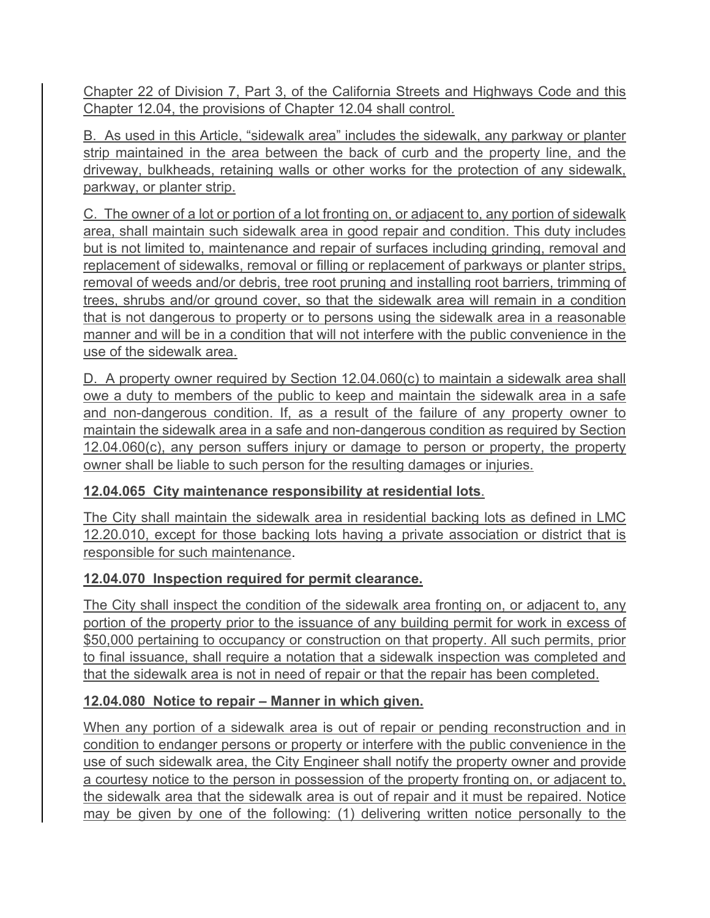Chapter 22 of Division 7, Part 3, of the California Streets and Highways Code and this Chapter 12.04, the provisions of Chapter 12.04 shall control.

B. As used in this Article, "sidewalk area" includes the sidewalk, any parkway or planter strip maintained in the area between the back of curb and the property line, and the driveway, bulkheads, retaining walls or other works for the protection of any sidewalk, parkway, or planter strip.

C. The owner of a lot or portion of a lot fronting on, or adjacent to, any portion of sidewalk area, shall maintain such sidewalk area in good repair and condition. This duty includes but is not limited to, maintenance and repair of surfaces including grinding, removal and replacement of sidewalks, removal or filling or replacement of parkways or planter strips, removal of weeds and/or debris, tree root pruning and installing root barriers, trimming of trees, shrubs and/or ground cover, so that the sidewalk area will remain in a condition that is not dangerous to property or to persons using the sidewalk area in a reasonable manner and will be in a condition that will not interfere with the public convenience in the use of the sidewalk area.

D. A property owner required by Section 12.04.060(c) to maintain a sidewalk area shall owe a duty to members of the public to keep and maintain the sidewalk area in a safe and non-dangerous condition. If, as a result of the failure of any property owner to maintain the sidewalk area in a safe and non-dangerous condition as required by Section 12.04.060(c), any person suffers injury or damage to person or property, the property owner shall be liable to such person for the resulting damages or injuries.

**12.04.065 City maintenance responsibility at residential lots.**

The City shall maintain the sidewalk area in residential backing lots as defined in LMC 12.20.010, except for those backing lots having a private association or district that is responsible for such maintenance.

**12.04.070 Inspection required for permit clearance.**

The City shall inspect the condition of the sidewalk area fronting on, or adjacent to, any portion of the property prior to the issuance of any building permit for work in excess of $50,000 pertaining to occupancy or construction on that property. All such permits, prior to final issuance, shall require a notation that a sidewalk inspection was completed and that the sidewalk area is not in need of repair or that the repair has been completed.

**12.04.080 Notice to repair – Manner in which given.**

When any portion of a sidewalk area is out of repair or pending reconstruction and in condition to endanger persons or property or interfere with the public convenience in the use of such sidewalk area, the City Engineer shall notify the property owner and provide a courtesy notice to the person in possession of the property fronting on, or adjacent to, the sidewalk area that the sidewalk area is out of repair and it must be repaired. Notice may be given by one of the following: (1) delivering written notice personally to the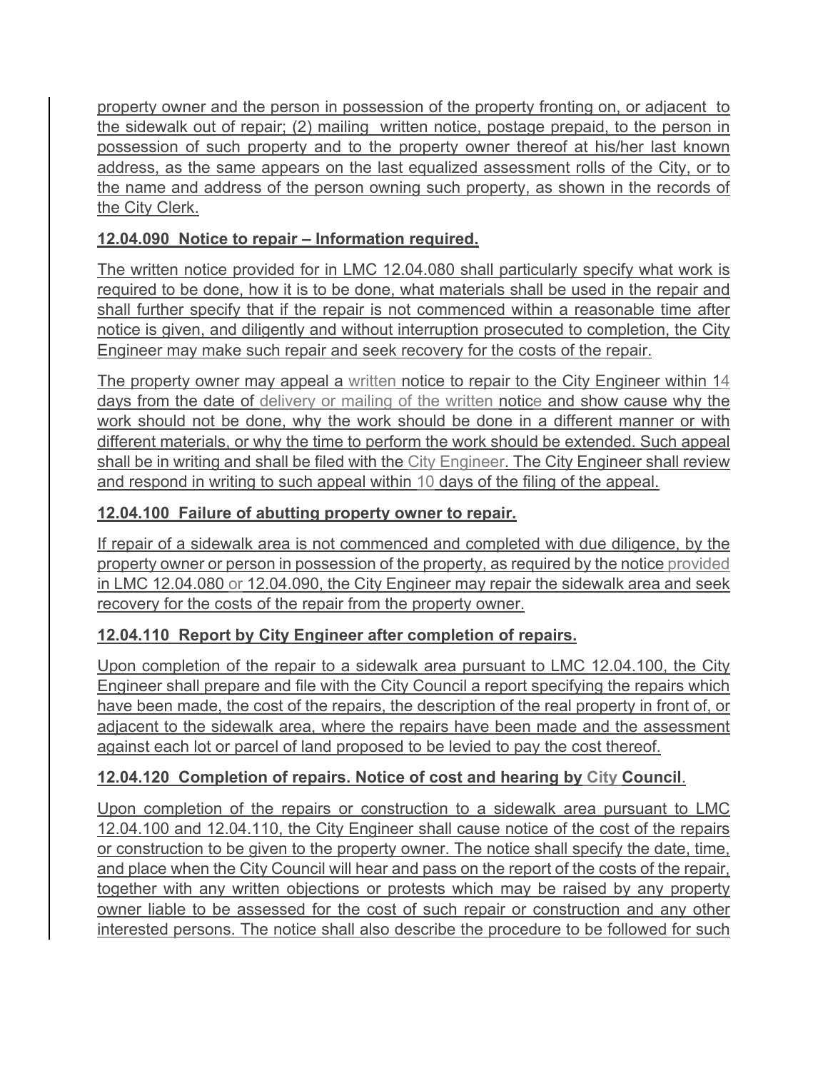property owner and the person in possession of the property fronting on, or adjacent to the sidewalk out of repair; (2) mailing written notice, postage prepaid, to the person in possession of such property and to the property owner thereof at his/her last known address, as the same appears on the last equalized assessment rolls of the City, or to the name and address of the person owning such property, as shown in the records of the City Clerk.

**12.04.090 Notice to repair – Information required.**

The written notice provided for in LMC 12.04.080 shall particularly specify what work is required to be done, how it is to be done, what materials shall be used in the repair and shall further specify that if the repair is not commenced within a reasonable time after notice is given, and diligently and without interruption prosecuted to completion, the City Engineer may make such repair and seek recovery for the costs of the repair.

The property owner may appeal a written notice to repair to the City Engineer within 14 days from the date of delivery or mailing of the written notice and show cause why the work should not be done, why the work should be done in a different manner or with different materials, or why the time to perform the work should be extended. Such appeal shall be in writing and shall be filed with the City Engineer. The City Engineer shall review and respond in writing to such appeal within 10 days of the filing of the appeal.

**12.04.100 Failure of abutting property owner to repair.**

If repair of a sidewalk area is not commenced and completed with due diligence, by the property owner or person in possession of the property, as required by the notice provided in LMC 12.04.080 or 12.04.090, the City Engineer may repair the sidewalk area and seek recovery for the costs of the repair from the property owner.

**12.04.110 Report by City Engineer after completion of repairs.**

Upon completion of the repair to a sidewalk area pursuant to LMC 12.04.100, the City Engineer shall prepare and file with the City Council a report specifying the repairs which have been made, the cost of the repairs, the description of the real property in front of, or adjacent to the sidewalk area, where the repairs have been made and the assessment against each lot or parcel of land proposed to be levied to pay the cost thereof.

**12.04.120 Completion of repairs. Notice of cost and hearing by City Council.**

Upon completion of the repairs or construction to a sidewalk area pursuant to LMC 12.04.100 and 12.04.110, the City Engineer shall cause notice of the cost of the repairs or construction to be given to the property owner. The notice shall specify the date, time, and place when the City Council will hear and pass on the report of the costs of the repair, together with any written objections or protests which may be raised by any property owner liable to be assessed for the cost of such repair or construction and any other interested persons. The notice shall also describe the procedure to be followed for such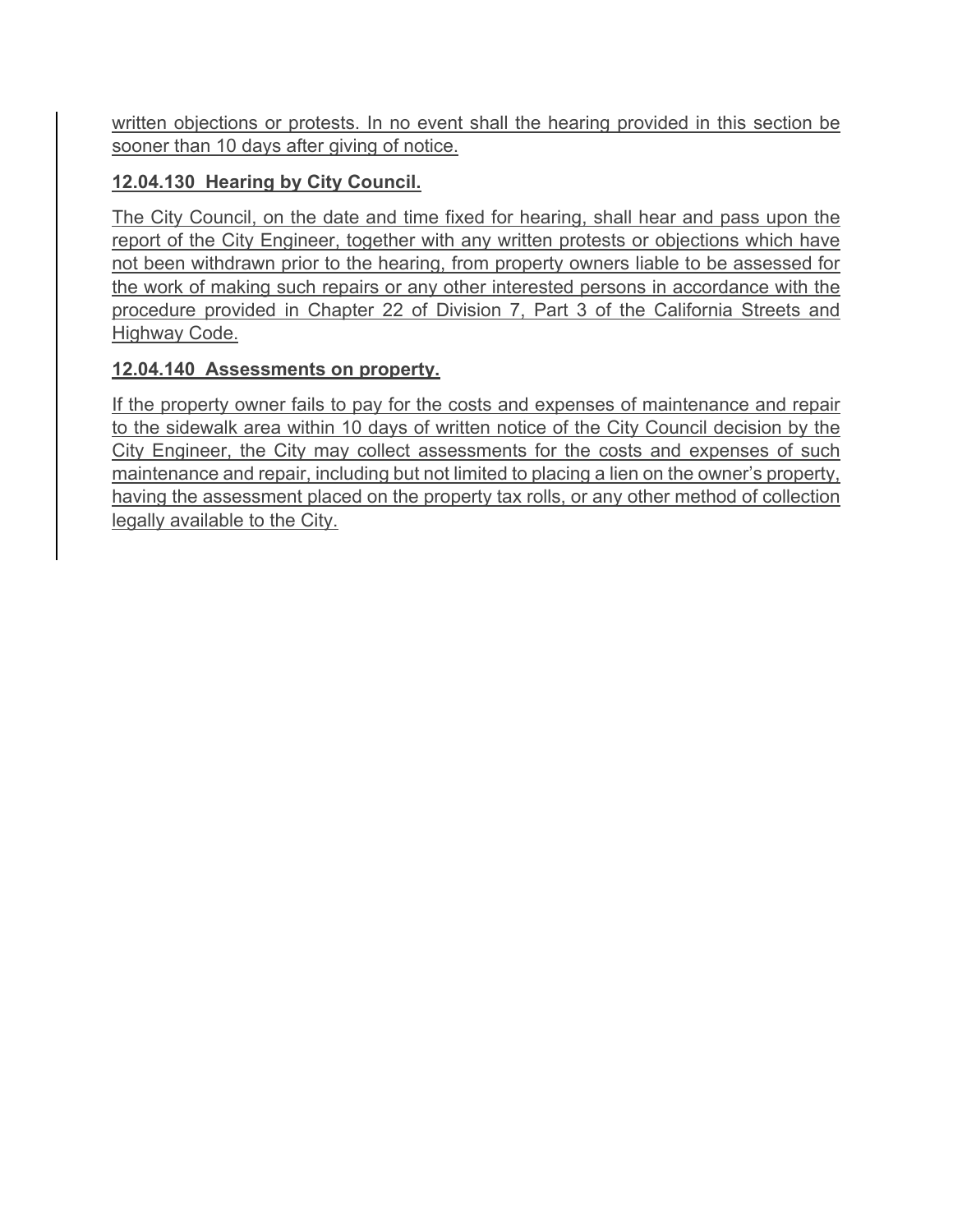written objections or protests. In no event shall the hearing provided in this section be sooner than 10 days after giving of notice.

**12.04.130 Hearing by City Council.**

The City Council, on the date and time fixed for hearing, shall hear and pass upon the report of the City Engineer, together with any written protests or objections which have not been withdrawn prior to the hearing, from property owners liable to be assessed for the work of making such repairs or any other interested persons in accordance with the procedure provided in Chapter 22 of Division 7, Part 3 of the California Streets and Highway Code.

**12.04.140 Assessments on property.**

If the property owner fails to pay for the costs and expenses of maintenance and repair to the sidewalk area within 10 days of written notice of the City Council decision by the City Engineer, the City may collect assessments for the costs and expenses of such maintenance and repair, including but not limited to placing a lien on the owner's property, having the assessment placed on the property tax rolls, or any other method of collection legally available to the City.